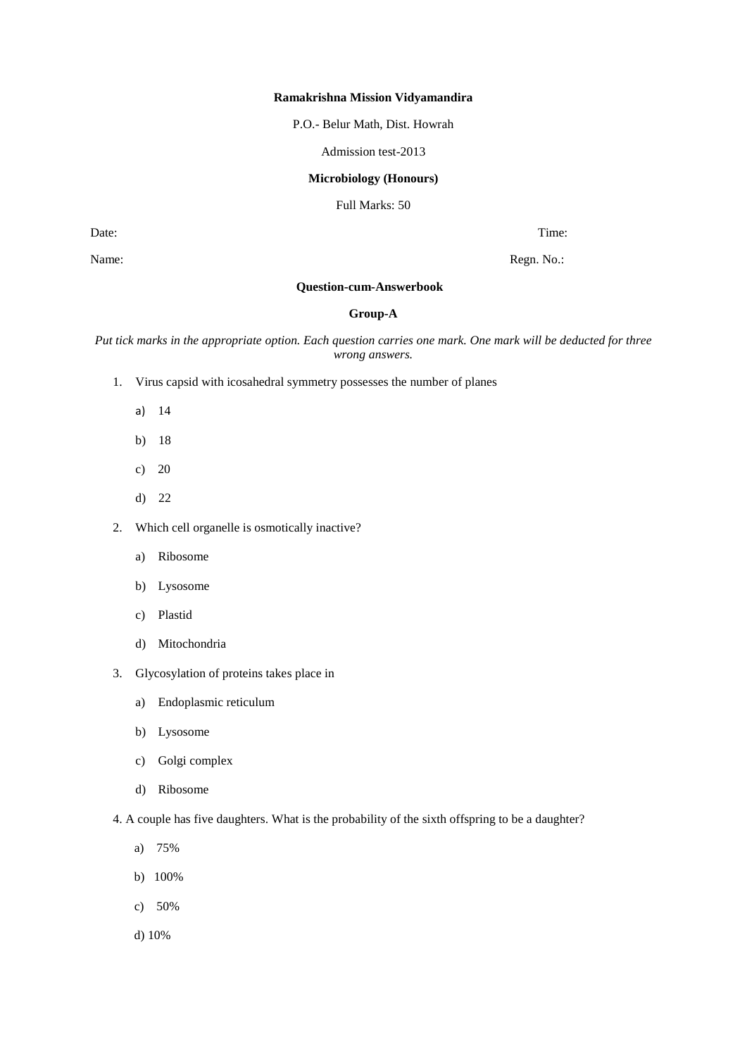**Ramakrishna Mission Vidyamandira**

P.O.- Belur Math, Dist. Howrah

Admission test-2013

**Microbiology (Honours)**

Full Marks: 50

Date: Time:

Name: Regn. No.:

**Question-cum-Answerbook**

**Group-A**

*Put tick marks in the appropriate option. Each question carries one mark. One mark will be deducted for three wrong answers.*

1. Virus capsid with icosahedral symmetry possesses the number of planes
   a) 14
   b) 18
   c) 20
   d) 22

2. Which cell organelle is osmotically inactive?
   a) Ribosome
   b) Lysosome
   c) Plastid
   d) Mitochondria

3. Glycosylation of proteins takes place in
   a) Endoplasmic reticulum
   b) Lysosome
   c) Golgi complex
   d) Ribosome

4. A couple has five daughters. What is the probability of the sixth offspring to be a daughter?
   a) 75%
   b) 100%
   c) 50%
   d) 10%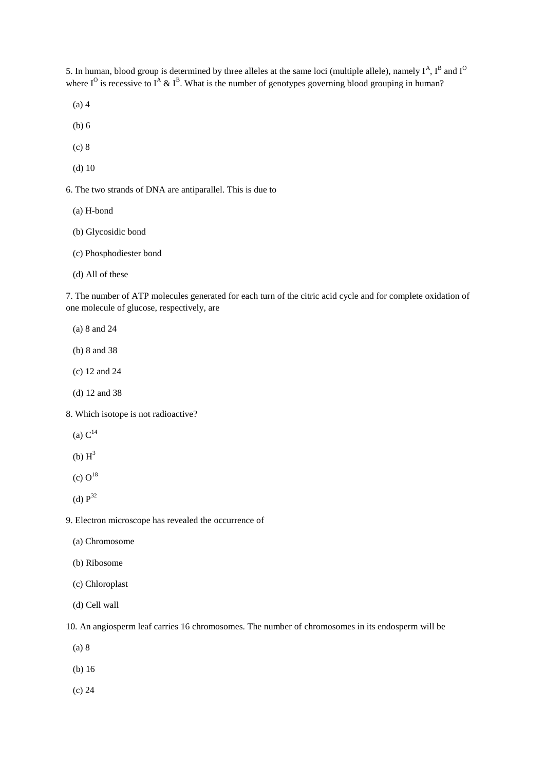5. In human, blood group is determined by three alleles at the same loci (multiple allele), namely $I^A$, $I^B$ and $I^O$ where $I^O$ is recessive to $I^A$ & $I^B$. What is the number of genotypes governing blood grouping in human?

(a) 4

(b) 6

(c) 8

(d) 10

6. The two strands of DNA are antiparallel. This is due to

(a) H-bond

(b) Glycosidic bond

(c) Phosphodiester bond

(d) All of these

7. The number of ATP molecules generated for each turn of the citric acid cycle and for complete oxidation of one molecule of glucose, respectively, are

(a) 8 and 24

(b) 8 and 38

(c) 12 and 24

(d) 12 and 38

8. Which isotope is not radioactive?

(a) $C^{14}$

(b) $H^3$

(c) $O^{18}$

(d) $P^{32}$

9. Electron microscope has revealed the occurrence of

(a) Chromosome

(b) Ribosome

(c) Chloroplast

(d) Cell wall

10. An angiosperm leaf carries 16 chromosomes. The number of chromosomes in its endosperm will be

(a) 8

(b) 16

(c) 24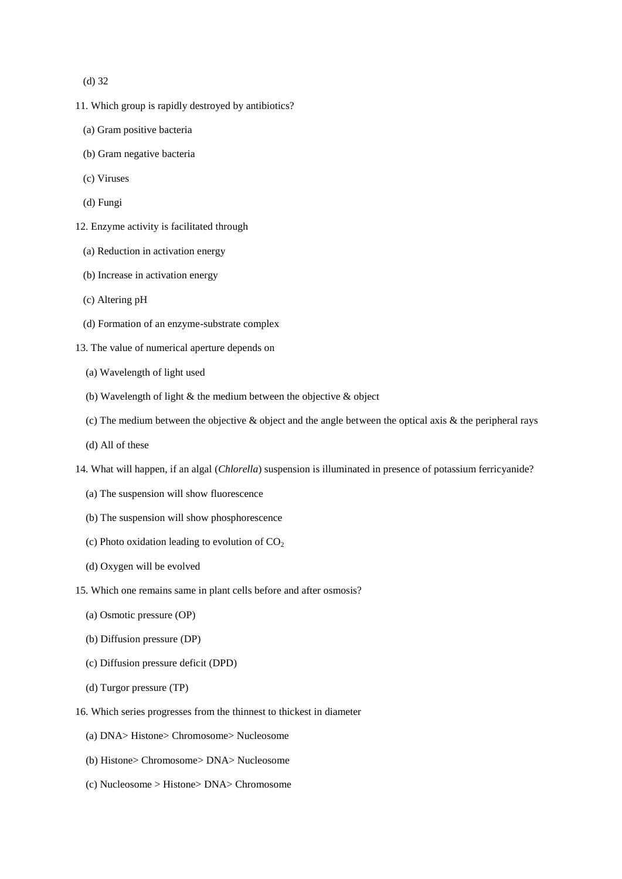(d) 32

11. Which group is rapidly destroyed by antibiotics?

(a) Gram positive bacteria

(b) Gram negative bacteria

(c) Viruses

(d) Fungi

12. Enzyme activity is facilitated through

(a) Reduction in activation energy

(b) Increase in activation energy

(c) Altering pH

(d) Formation of an enzyme-substrate complex

13. The value of numerical aperture depends on

(a) Wavelength of light used

(b) Wavelength of light & the medium between the objective & object

(c) The medium between the objective & object and the angle between the optical axis & the peripheral rays

(d) All of these

14. What will happen, if an algal (*Chlorella*) suspension is illuminated in presence of potassium ferricyanide?

(a) The suspension will show fluorescence

(b) The suspension will show phosphorescence

(c) Photo oxidation leading to evolution of $CO_2$

(d) Oxygen will be evolved

15. Which one remains same in plant cells before and after osmosis?

(a) Osmotic pressure (OP)

(b) Diffusion pressure (DP)

(c) Diffusion pressure deficit (DPD)

(d) Turgor pressure (TP)

16. Which series progresses from the thinnest to thickest in diameter

(a) DNA> Histone> Chromosome> Nucleosome

(b) Histone> Chromosome> DNA> Nucleosome

(c) Nucleosome > Histone> DNA> Chromosome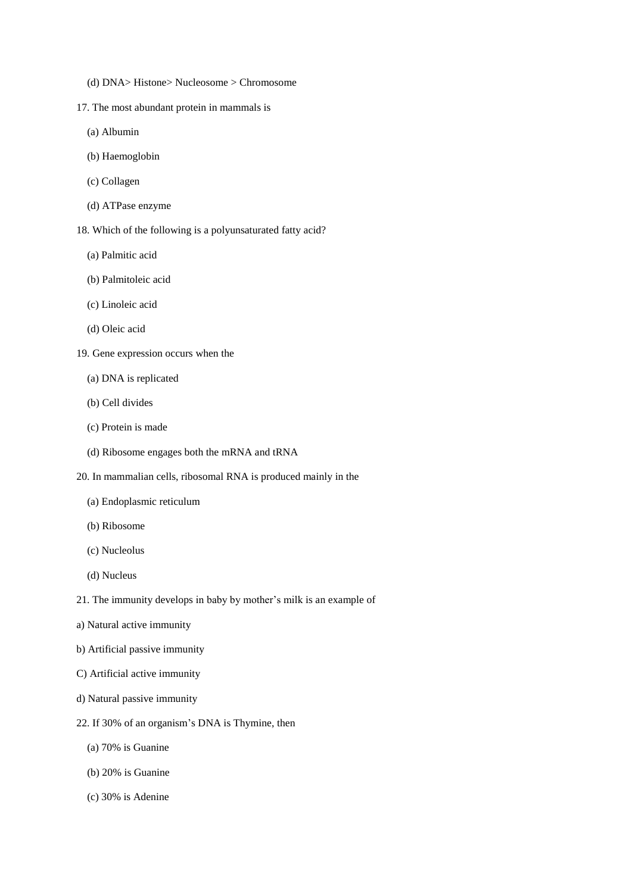(d) DNA> Histone> Nucleosome > Chromosome

17. The most abundant protein in mammals is

(a) Albumin

(b) Haemoglobin

(c) Collagen

(d) ATPase enzyme

18. Which of the following is a polyunsaturated fatty acid?

(a) Palmitic acid

(b) Palmitoleic acid

(c) Linoleic acid

(d) Oleic acid

19. Gene expression occurs when the

(a) DNA is replicated

(b) Cell divides

(c) Protein is made

(d) Ribosome engages both the mRNA and tRNA

20. In mammalian cells, ribosomal RNA is produced mainly in the

(a) Endoplasmic reticulum

(b) Ribosome

(c) Nucleolus

(d) Nucleus

21. The immunity develops in baby by mother's milk is an example of

a) Natural active immunity

b) Artificial passive immunity

C) Artificial active immunity

d) Natural passive immunity

22. If 30% of an organism's DNA is Thymine, then

(a) 70% is Guanine

(b) 20% is Guanine

(c) 30% is Adenine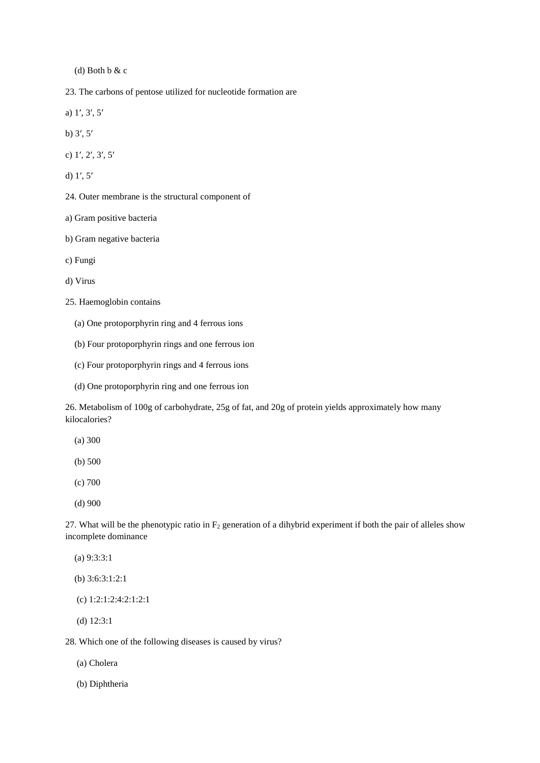(d) Both b & c

23. The carbons of pentose utilized for nucleotide formation are

a) 1′, 3′, 5′

b) 3′, 5′

c) 1′, 2′, 3′, 5′

d) 1′, 5′

24. Outer membrane is the structural component of

a) Gram positive bacteria

b) Gram negative bacteria

c) Fungi

d) Virus

25. Haemoglobin contains

(a) One protoporphyrin ring and 4 ferrous ions

(b) Four protoporphyrin rings and one ferrous ion

(c) Four protoporphyrin rings and 4 ferrous ions

(d) One protoporphyrin ring and one ferrous ion

26. Metabolism of 100g of carbohydrate, 25g of fat, and 20g of protein yields approximately how many kilocalories?

(a) 300

(b) 500

(c) 700

(d) 900

27. What will be the phenotypic ratio in $F_2$ generation of a dihybrid experiment if both the pair of alleles show incomplete dominance

(a) 9:3:3:1

(b) 3:6:3:1:2:1

(c) 1:2:1:2:4:2:1:2:1

(d) 12:3:1

28. Which one of the following diseases is caused by virus?

(a) Cholera

(b) Diphtheria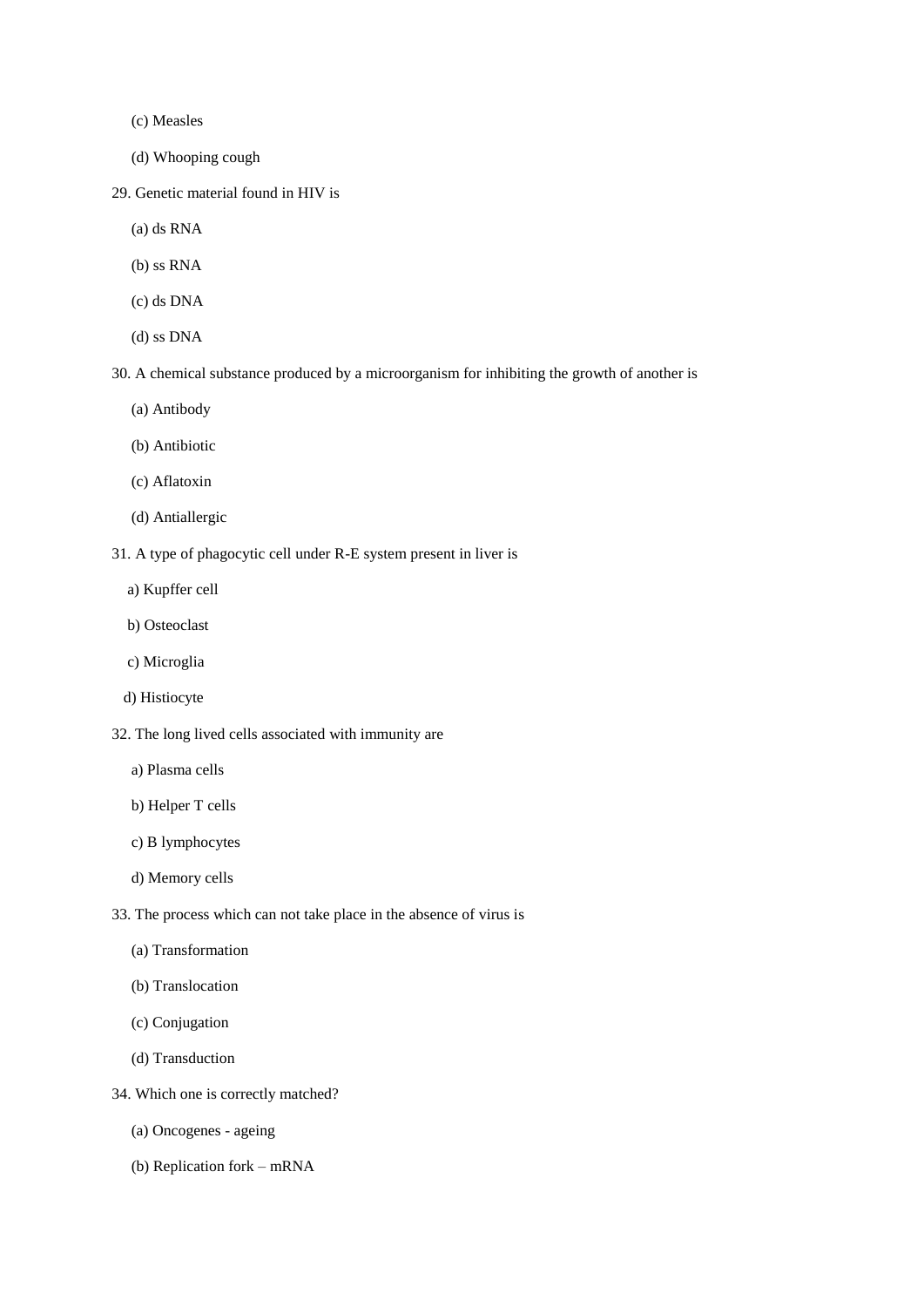(c) Measles

(d) Whooping cough

29. Genetic material found in HIV is

(a) ds RNA

(b) ss RNA

(c) ds DNA

(d) ss DNA

30. A chemical substance produced by a microorganism for inhibiting the growth of another is

(a) Antibody

(b) Antibiotic

(c) Aflatoxin

(d) Antiallergic

31. A type of phagocytic cell under R-E system present in liver is

a) Kupffer cell

b) Osteoclast

c) Microglia

d) Histiocyte

32. The long lived cells associated with immunity are

a) Plasma cells

b) Helper T cells

c) B lymphocytes

d) Memory cells

33. The process which can not take place in the absence of virus is

(a) Transformation

(b) Translocation

(c) Conjugation

(d) Transduction

34. Which one is correctly matched?

(a) Oncogenes - ageing

(b) Replication fork – mRNA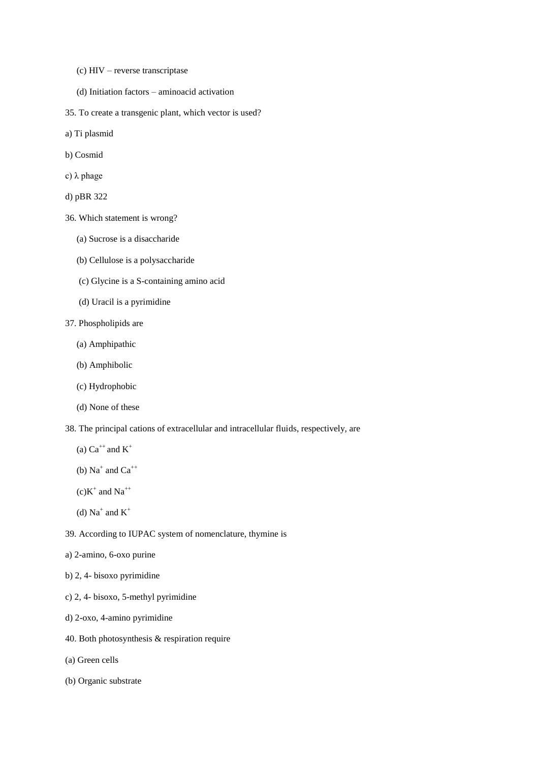(c) HIV – reverse transcriptase

(d) Initiation factors – aminoacid activation

35. To create a transgenic plant, which vector is used?

a) Ti plasmid

b) Cosmid

c) λ phage

d) pBR 322

36. Which statement is wrong?

(a) Sucrose is a disaccharide

(b) Cellulose is a polysaccharide

(c) Glycine is a S-containing amino acid

(d) Uracil is a pyrimidine

37. Phospholipids are

(a) Amphipathic

(b) Amphibolic

(c) Hydrophobic

(d) None of these

38. The principal cations of extracellular and intracellular fluids, respectively, are

(a) $Ca^{++}$ and $K^{+}$

(b) $Na^{+}$ and $Ca^{++}$

(c) $K^{+}$ and $Na^{++}$

(d) $Na^{+}$ and $K^{+}$

39. According to IUPAC system of nomenclature, thymine is

a) 2-amino, 6-oxo purine

b) 2, 4- bisoxo pyrimidine

c) 2, 4- bisoxo, 5-methyl pyrimidine

d) 2-oxo, 4-amino pyrimidine

40. Both photosynthesis & respiration require

(a) Green cells

(b) Organic substrate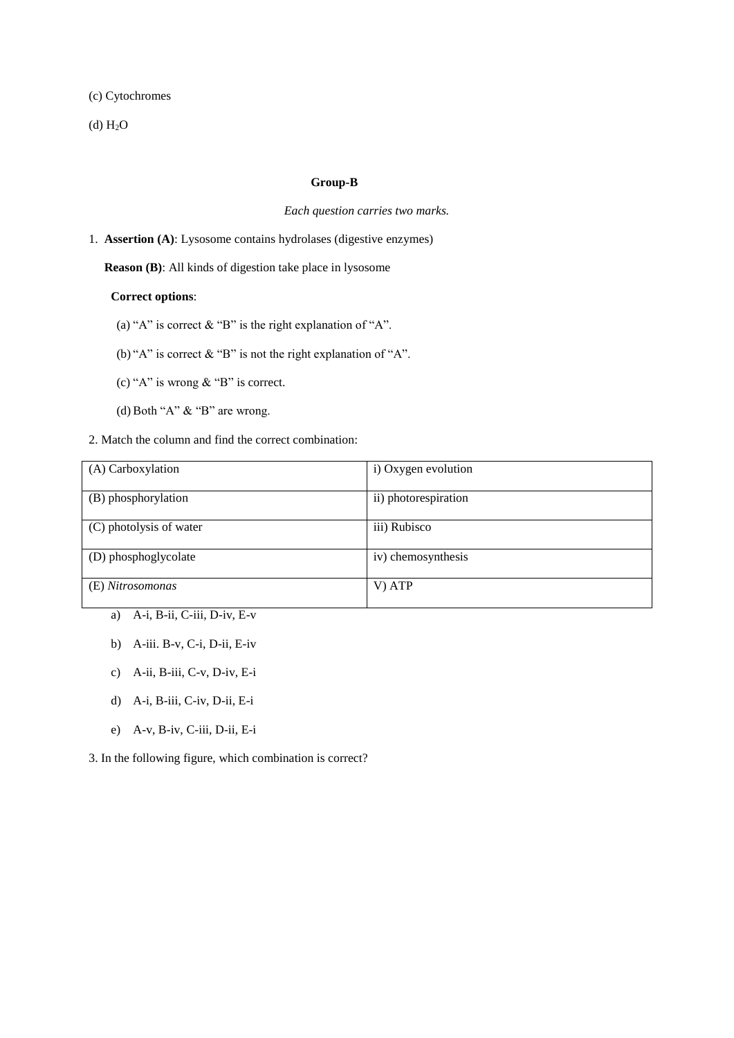(c) Cytochromes

(d) $H_2O$

**Group-B**

*Each question carries two marks.*

1. **Assertion (A)**: Lysosome contains hydrolases (digestive enzymes)

   **Reason (B)**: All kinds of digestion take place in lysosome

   **Correct options**:

   (a) "A" is correct & "B" is the right explanation of "A".

   (b) "A" is correct & "B" is not the right explanation of "A".

   (c) "A" is wrong & "B" is correct.

   (d) Both "A" & "B" are wrong.

2. Match the column and find the correct combination:

| (A) Carboxylation | i) Oxygen evolution |
|---|---|
| (B) phosphorylation | ii) photorespiration |
| (C) photolysis of water | iii) Rubisco |
| (D) phosphoglycolate | iv) chemosynthesis |
| (E) *Nitrosomonas* | V) ATP |

a) A-i, B-ii, C-iii, D-iv, E-v

b) A-iii. B-v, C-i, D-ii, E-iv

c) A-ii, B-iii, C-v, D-iv, E-i

d) A-i, B-iii, C-iv, D-ii, E-i

e) A-v, B-iv, C-iii, D-ii, E-i

3. In the following figure, which combination is correct?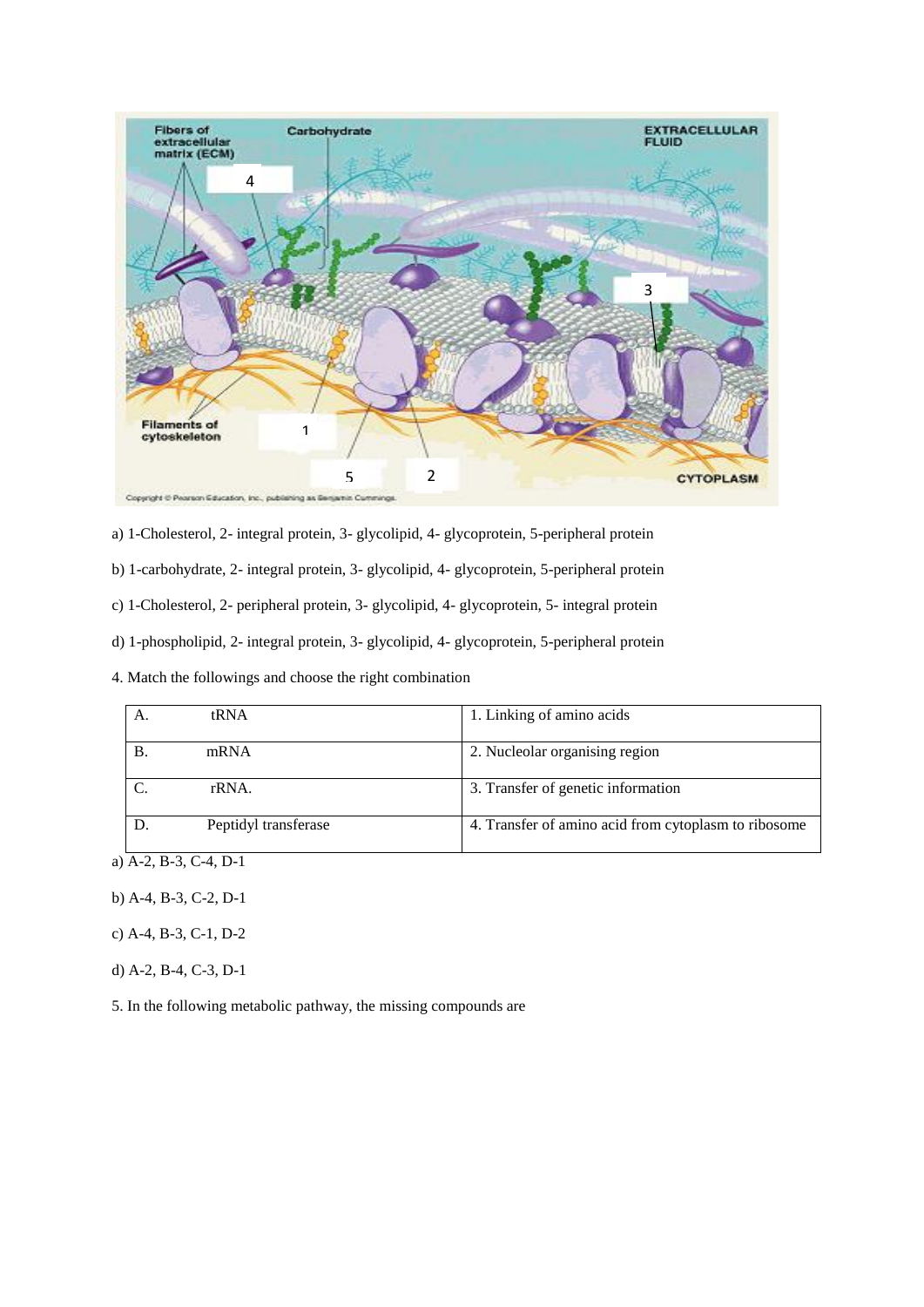a) 1-Cholesterol, 2- integral protein, 3- glycolipid, 4- glycoprotein, 5-peripheral protein

b) 1-carbohydrate, 2- integral protein, 3- glycolipid, 4- glycoprotein, 5-peripheral protein

c) 1-Cholesterol, 2- peripheral protein, 3- glycolipid, 4- glycoprotein, 5- integral protein

d) 1-phospholipid, 2- integral protein, 3- glycolipid, 4- glycoprotein, 5-peripheral protein

4. Match the followings and choose the right combination

| | | |
|---|---|---|
| A. | tRNA | 1. Linking of amino acids |
| B. | mRNA | 2. Nucleolar organising region |
| C. | rRNA. | 3. Transfer of genetic information |
| D. | Peptidyl transferase | 4. Transfer of amino acid from cytoplasm to ribosome |

a) A-2, B-3, C-4, D-1

b) A-4, B-3, C-2, D-1

c) A-4, B-3, C-1, D-2

d) A-2, B-4, C-3, D-1

5. In the following metabolic pathway, the missing compounds are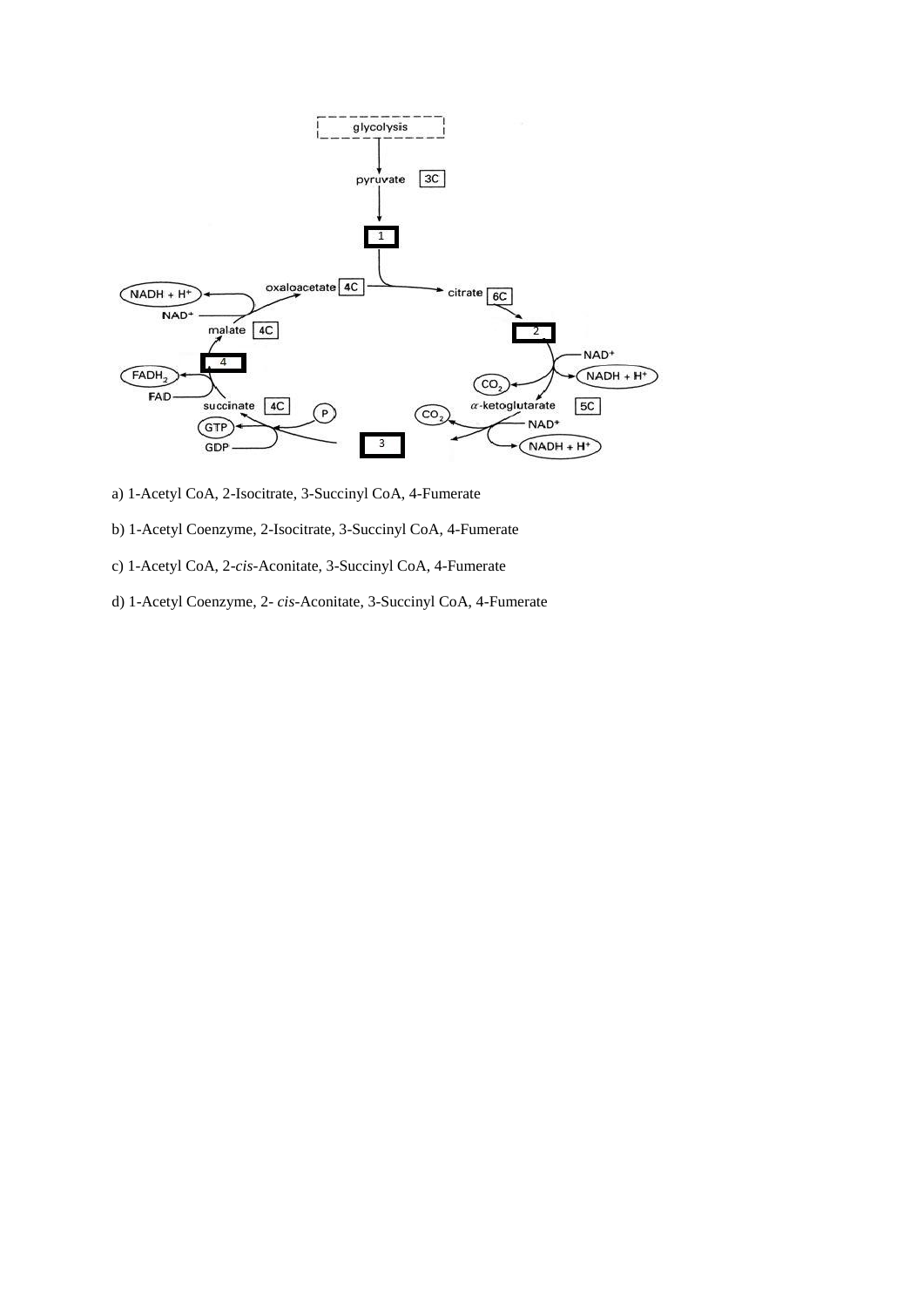glycolysis

pyruvate 3C

1

oxaloacetate 4C

citrate 6C

$NADH + H^+$

$NAD^+$

malate 4C

2

$NAD^+$

4

$NADH + H^+$

$FADH_2$

$CO_2$

FAD

succinate 4C

P

$CO_2$

$\alpha$-ketoglutarate 5C

GTP

$NAD^+$

GDP

3

$NADH + H^+$

a) 1-Acetyl CoA, 2-Isocitrate, 3-Succinyl CoA, 4-Fumerate

b) 1-Acetyl Coenzyme, 2-Isocitrate, 3-Succinyl CoA, 4-Fumerate

c) 1-Acetyl CoA, 2-*cis*-Aconitate, 3-Succinyl CoA, 4-Fumerate

d) 1-Acetyl Coenzyme, 2- *cis*-Aconitate, 3-Succinyl CoA, 4-Fumerate